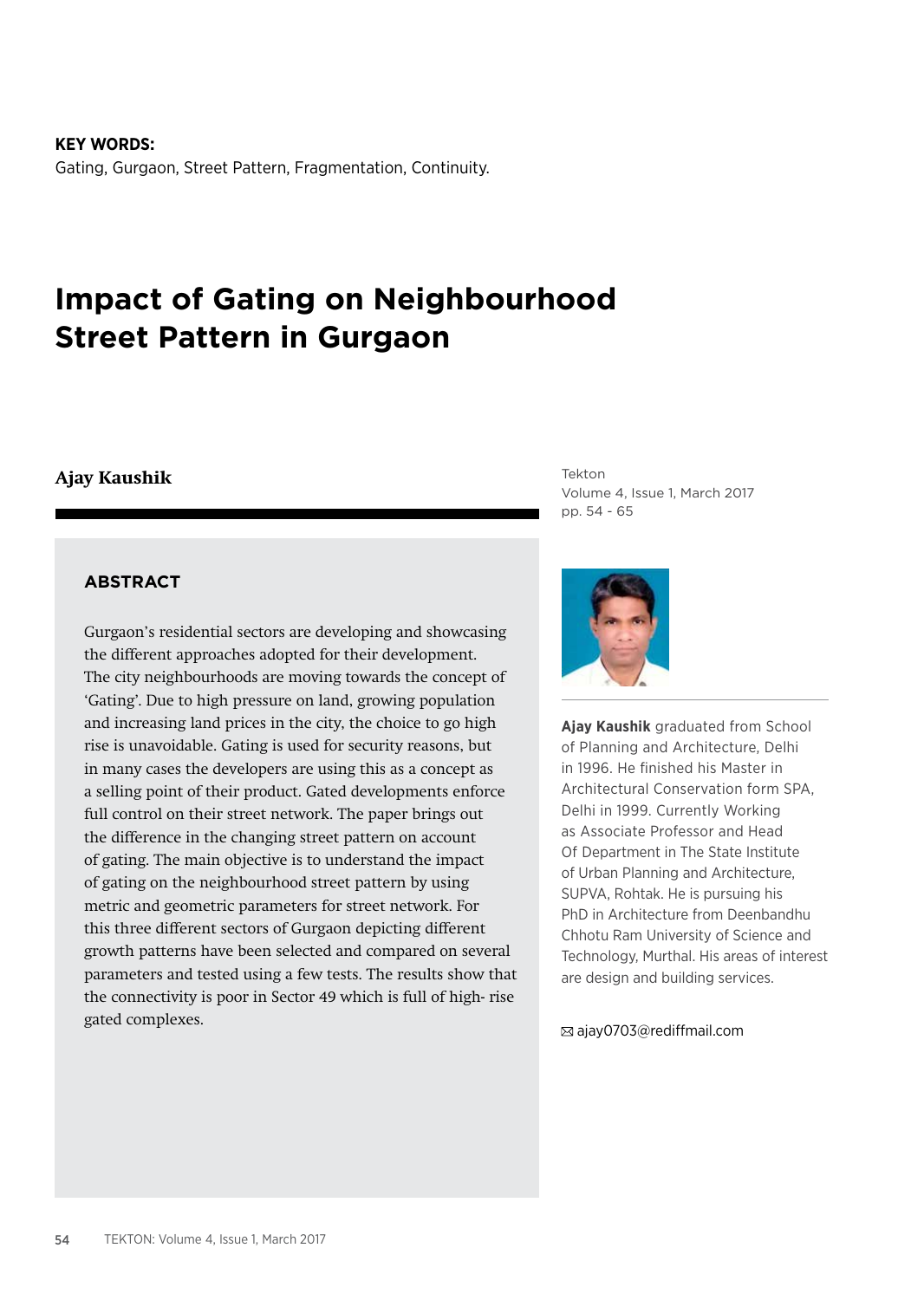**KEY WORDS:**
Gating, Gurgaon, Street Pattern, Fragmentation, Continuity.

# Impact of Gating on Neighbourhood Street Pattern in Gurgaon

**Ajay Kaushik**

## ABSTRACT

Gurgaon's residential sectors are developing and showcasing the different approaches adopted for their development. The city neighbourhoods are moving towards the concept of 'Gating'. Due to high pressure on land, growing population and increasing land prices in the city, the choice to go high rise is unavoidable. Gating is used for security reasons, but in many cases the developers are using this as a concept as a selling point of their product. Gated developments enforce full control on their street network. The paper brings out the difference in the changing street pattern on account of gating. The main objective is to understand the impact of gating on the neighbourhood street pattern by using metric and geometric parameters for street network. For this three different sectors of Gurgaon depicting different growth patterns have been selected and compared on several parameters and tested using a few tests. The results show that the connectivity is poor in Sector 49 which is full of high- rise gated complexes.

**Ajay Kaushik** graduated from School of Planning and Architecture, Delhi in 1996. He finished his Master in Architectural Conservation form SPA, Delhi in 1999. Currently Working as Associate Professor and Head Of Department in The State Institute of Urban Planning and Architecture, SUPVA, Rohtak. He is pursuing his PhD in Architecture from Deenbandhu Chhotu Ram University of Science and Technology, Murthal. His areas of interest are design and building services.

✉ ajay0703@rediffmail.com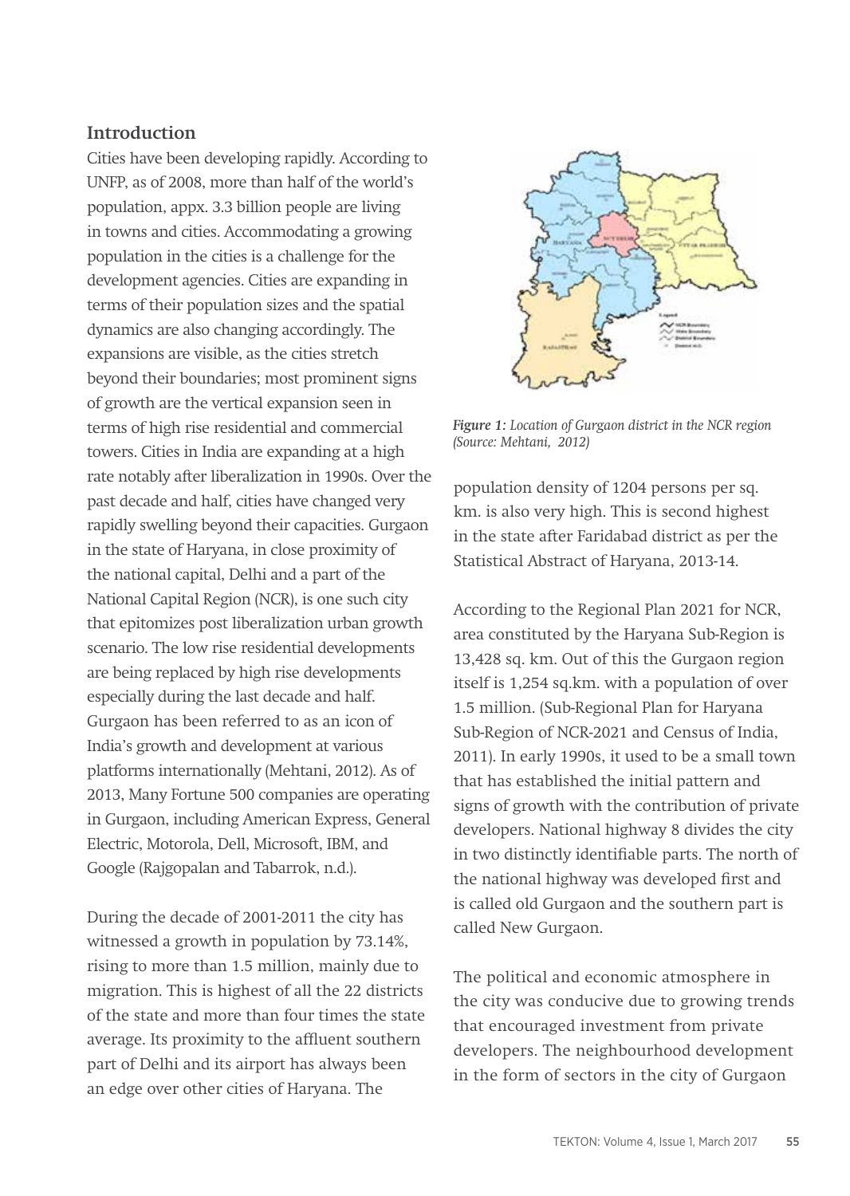## Introduction

Cities have been developing rapidly. According to UNFP, as of 2008, more than half of the world's population, appx. 3.3 billion people are living in towns and cities. Accommodating a growing population in the cities is a challenge for the development agencies. Cities are expanding in terms of their population sizes and the spatial dynamics are also changing accordingly. The expansions are visible, as the cities stretch beyond their boundaries; most prominent signs of growth are the vertical expansion seen in terms of high rise residential and commercial towers. Cities in India are expanding at a high rate notably after liberalization in 1990s. Over the past decade and half, cities have changed very rapidly swelling beyond their capacities. Gurgaon in the state of Haryana, in close proximity of the national capital, Delhi and a part of the National Capital Region (NCR), is one such city that epitomizes post liberalization urban growth scenario. The low rise residential developments are being replaced by high rise developments especially during the last decade and half. Gurgaon has been referred to as an icon of India's growth and development at various platforms internationally (Mehtani, 2012). As of 2013, Many Fortune 500 companies are operating in Gurgaon, including American Express, General Electric, Motorola, Dell, Microsoft, IBM, and Google (Rajgopalan and Tabarrok, n.d.).

During the decade of 2001-2011 the city has witnessed a growth in population by 73.14%, rising to more than 1.5 million, mainly due to migration. This is highest of all the 22 districts of the state and more than four times the state average. Its proximity to the affluent southern part of Delhi and its airport has always been an edge over other cities of Haryana. The population density of 1204 persons per sq. km. is also very high. This is second highest in the state after Faridabad district as per the Statistical Abstract of Haryana, 2013-14.

*Figure 1: Location of Gurgaon district in the NCR region (Source: Mehtani, 2012)*

According to the Regional Plan 2021 for NCR, area constituted by the Haryana Sub-Region is 13,428 sq. km. Out of this the Gurgaon region itself is 1,254 sq.km. with a population of over 1.5 million. (Sub-Regional Plan for Haryana Sub-Region of NCR-2021 and Census of India, 2011). In early 1990s, it used to be a small town that has established the initial pattern and signs of growth with the contribution of private developers. National highway 8 divides the city in two distinctly identifiable parts. The north of the national highway was developed first and is called old Gurgaon and the southern part is called New Gurgaon.

The political and economic atmosphere in the city was conducive due to growing trends that encouraged investment from private developers. The neighbourhood development in the form of sectors in the city of Gurgaon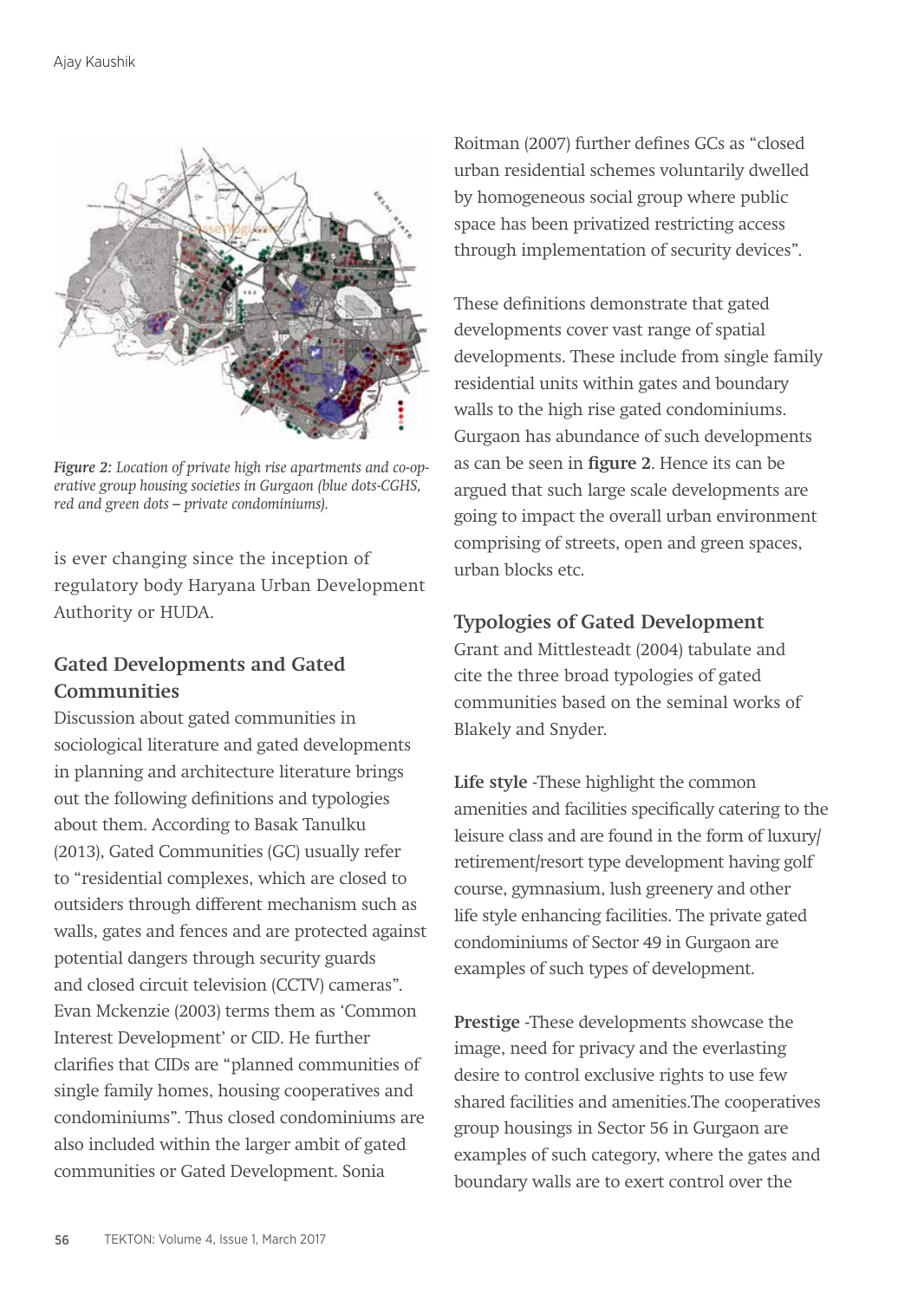*Figure 2: Location of private high rise apartments and co-operative group housing societies in Gurgaon (blue dots-CGHS, red and green dots – private condominiums).*

is ever changing since the inception of regulatory body Haryana Urban Development Authority or HUDA.

## Gated Developments and Gated Communities

Discussion about gated communities in sociological literature and gated developments in planning and architecture literature brings out the following definitions and typologies about them. According to Basak Tanulku (2013), Gated Communities (GC) usually refer to "residential complexes, which are closed to outsiders through different mechanism such as walls, gates and fences and are protected against potential dangers through security guards and closed circuit television (CCTV) cameras". Evan Mckenzie (2003) terms them as 'Common Interest Development' or CID. He further clarifies that CIDs are "planned communities of single family homes, housing cooperatives and condominiums". Thus closed condominiums are also included within the larger ambit of gated communities or Gated Development. Sonia Roitman (2007) further defines GCs as "closed urban residential schemes voluntarily dwelled by homogeneous social group where public space has been privatized restricting access through implementation of security devices".

These definitions demonstrate that gated developments cover vast range of spatial developments. These include from single family residential units within gates and boundary walls to the high rise gated condominiums. Gurgaon has abundance of such developments as can be seen in **figure 2**. Hence its can be argued that such large scale developments are going to impact the overall urban environment comprising of streets, open and green spaces, urban blocks etc.

## Typologies of Gated Development

Grant and Mittlesteadt (2004) tabulate and cite the three broad typologies of gated communities based on the seminal works of Blakely and Snyder.

**Life style** -These highlight the common amenities and facilities specifically catering to the leisure class and are found in the form of luxury/retirement/resort type development having golf course, gymnasium, lush greenery and other life style enhancing facilities. The private gated condominiums of Sector 49 in Gurgaon are examples of such types of development.

**Prestige** -These developments showcase the image, need for privacy and the everlasting desire to control exclusive rights to use few shared facilities and amenities.The cooperatives group housings in Sector 56 in Gurgaon are examples of such category, where the gates and boundary walls are to exert control over the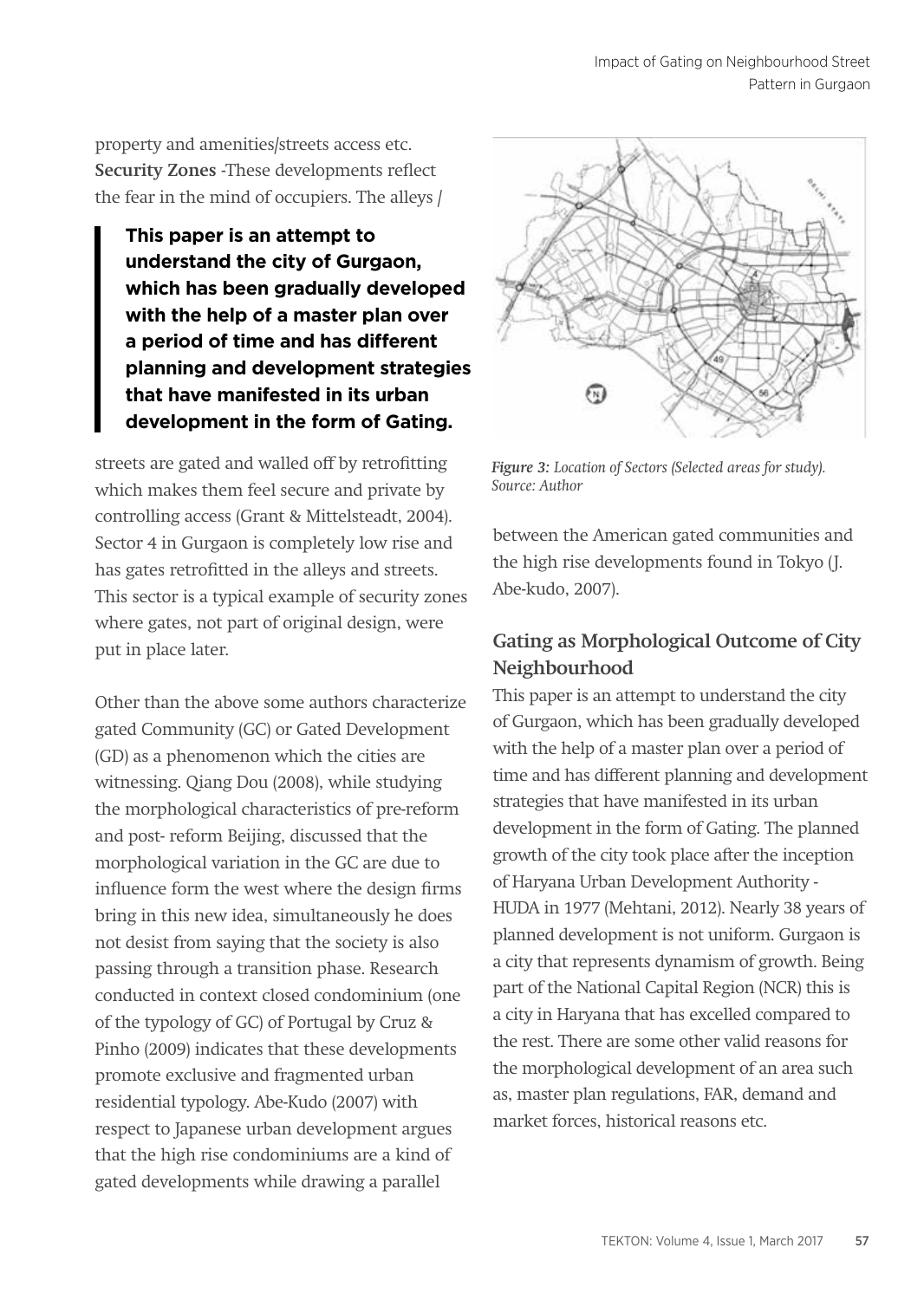property and amenities/streets access etc. **Security Zones** -These developments reflect the fear in the mind of occupiers. The alleys / streets are gated and walled off by retrofitting which makes them feel secure and private by controlling access (Grant & Mittelsteadt, 2004). Sector 4 in Gurgaon is completely low rise and has gates retrofitted in the alleys and streets. This sector is a typical example of security zones where gates, not part of original design, were put in place later.

> **This paper is an attempt to understand the city of Gurgaon, which has been gradually developed with the help of a master plan over a period of time and has different planning and development strategies that have manifested in its urban development in the form of Gating.**

Other than the above some authors characterize gated Community (GC) or Gated Development (GD) as a phenomenon which the cities are witnessing. Qiang Dou (2008), while studying the morphological characteristics of pre-reform and post- reform Beijing, discussed that the morphological variation in the GC are due to influence form the west where the design firms bring in this new idea, simultaneously he does not desist from saying that the society is also passing through a transition phase. Research conducted in context closed condominium (one of the typology of GC) of Portugal by Cruz & Pinho (2009) indicates that these developments promote exclusive and fragmented urban residential typology. Abe-Kudo (2007) with respect to Japanese urban development argues that the high rise condominiums are a kind of gated developments while drawing a parallel between the American gated communities and the high rise developments found in Tokyo (J. Abe-kudo, 2007).

*Figure 3: Location of Sectors (Selected areas for study). Source: Author*

## Gating as Morphological Outcome of City Neighbourhood

This paper is an attempt to understand the city of Gurgaon, which has been gradually developed with the help of a master plan over a period of time and has different planning and development strategies that have manifested in its urban development in the form of Gating. The planned growth of the city took place after the inception of Haryana Urban Development Authority - HUDA in 1977 (Mehtani, 2012). Nearly 38 years of planned development is not uniform. Gurgaon is a city that represents dynamism of growth. Being part of the National Capital Region (NCR) this is a city in Haryana that has excelled compared to the rest. There are some other valid reasons for the morphological development of an area such as, master plan regulations, FAR, demand and market forces, historical reasons etc.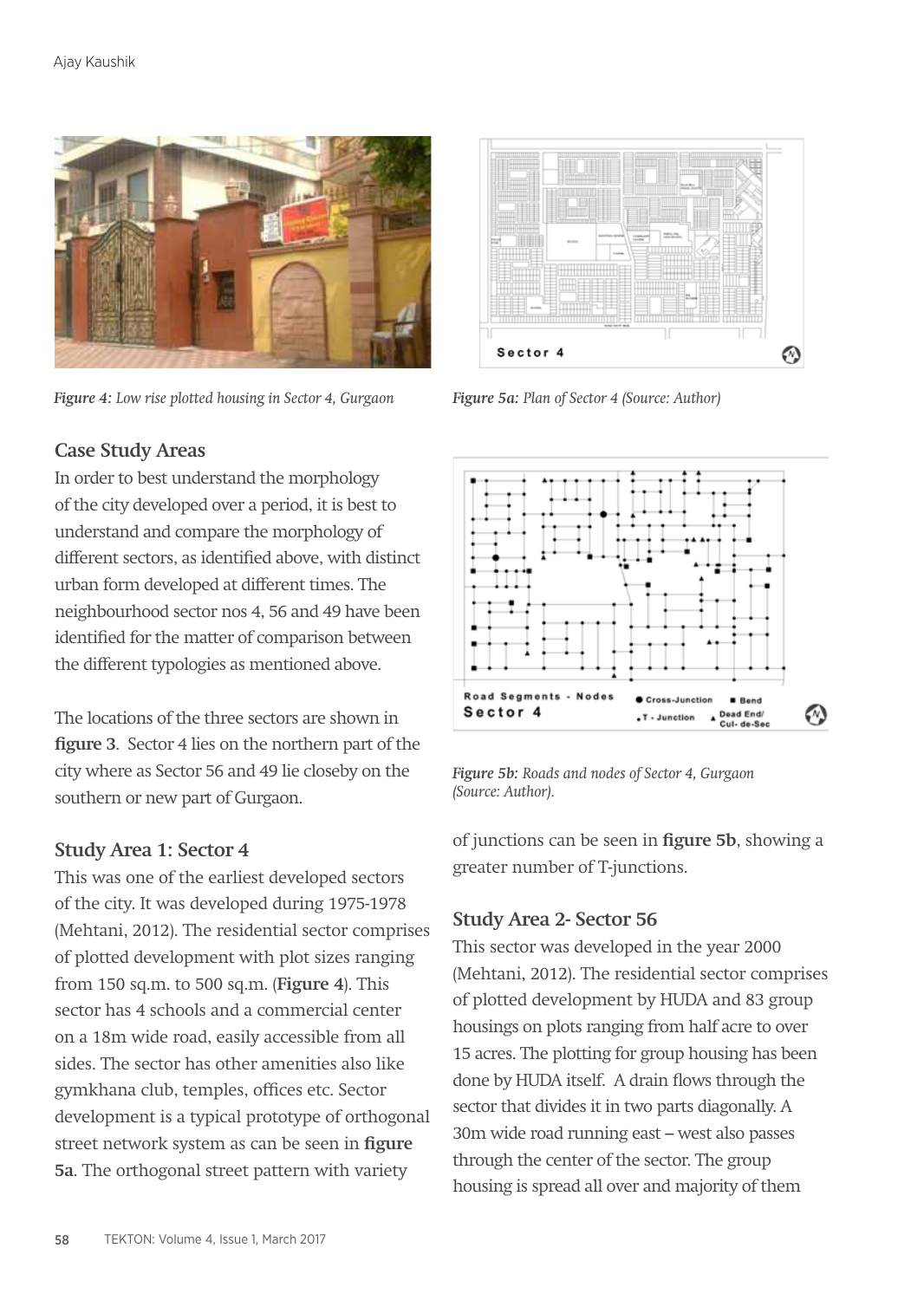*Figure 4: Low rise plotted housing in Sector 4, Gurgaon*

*Figure 5a: Plan of Sector 4 (Source: Author)*

## Case Study Areas

In order to best understand the morphology of the city developed over a period, it is best to understand and compare the morphology of different sectors, as identified above, with distinct urban form developed at different times. The neighbourhood sector nos 4, 56 and 49 have been identified for the matter of comparison between the different typologies as mentioned above.

The locations of the three sectors are shown in **figure 3**. Sector 4 lies on the northern part of the city where as Sector 56 and 49 lie closeby on the southern or new part of Gurgaon.

### Study Area 1: Sector 4

This was one of the earliest developed sectors of the city. It was developed during 1975-1978 (Mehtani, 2012). The residential sector comprises of plotted development with plot sizes ranging from 150 sq.m. to 500 sq.m. (**Figure 4**). This sector has 4 schools and a commercial center on a 18m wide road, easily accessible from all sides. The sector has other amenities also like gymkhana club, temples, offices etc. Sector development is a typical prototype of orthogonal street network system as can be seen in **figure 5a**. The orthogonal street pattern with variety of junctions can be seen in **figure 5b**, showing a greater number of T-junctions.

*Figure 5b: Roads and nodes of Sector 4, Gurgaon (Source: Author).*

### Study Area 2- Sector 56

This sector was developed in the year 2000 (Mehtani, 2012). The residential sector comprises of plotted development by HUDA and 83 group housings on plots ranging from half acre to over 15 acres. The plotting for group housing has been done by HUDA itself. A drain flows through the sector that divides it in two parts diagonally. A 30m wide road running east – west also passes through the center of the sector. The group housing is spread all over and majority of them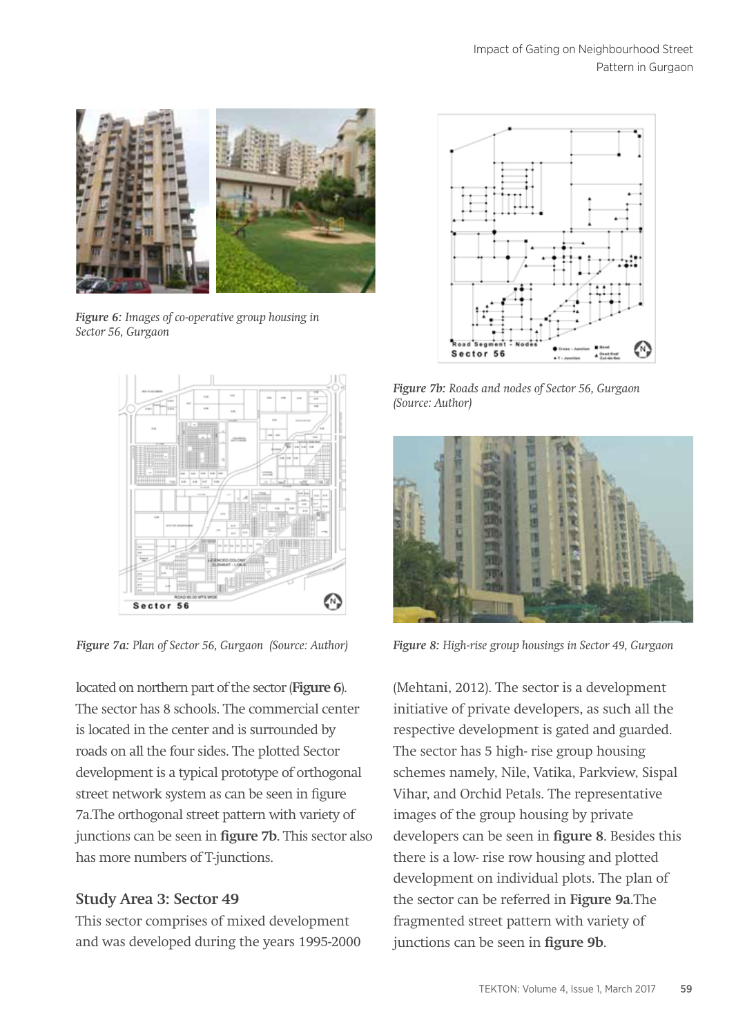Figure 6: *Images of co-operative group housing in Sector 56, Gurgaon*

Figure 7a: *Plan of Sector 56, Gurgaon (Source: Author)*

Figure 7b: *Roads and nodes of Sector 56, Gurgaon (Source: Author)*

Figure 8: *High-rise group housings in Sector 49, Gurgaon*

located on northern part of the sector (**Figure 6**). The sector has 8 schools. The commercial center is located in the center and is surrounded by roads on all the four sides. The plotted Sector development is a typical prototype of orthogonal street network system as can be seen in figure 7a.The orthogonal street pattern with variety of junctions can be seen in **figure 7b**. This sector also has more numbers of T-junctions.

## Study Area 3: Sector 49

This sector comprises of mixed development and was developed during the years 1995-2000 (Mehtani, 2012). The sector is a development initiative of private developers, as such all the respective development is gated and guarded. The sector has 5 high- rise group housing schemes namely, Nile, Vatika, Parkview, Sispal Vihar, and Orchid Petals. The representative images of the group housing by private developers can be seen in **figure 8**. Besides this there is a low- rise row housing and plotted development on individual plots. The plan of the sector can be referred in **Figure 9a**.The fragmented street pattern with variety of junctions can be seen in **figure 9b**.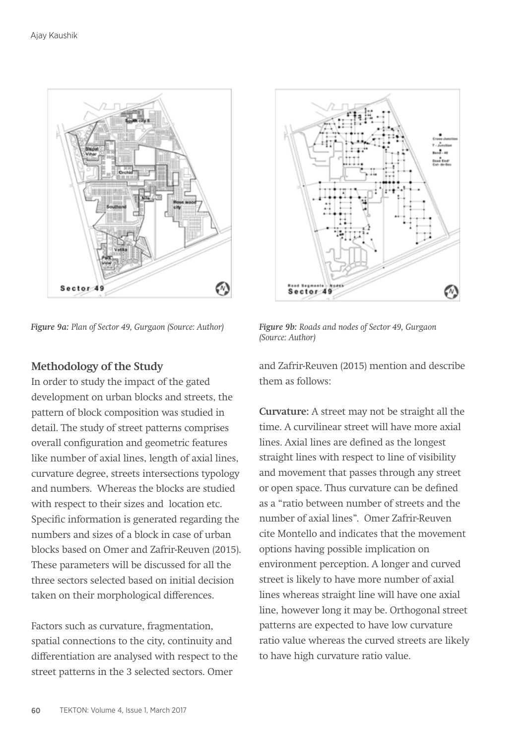*Figure 9a: Plan of Sector 49, Gurgaon (Source: Author)*

*Figure 9b: Roads and nodes of Sector 49, Gurgaon (Source: Author)*

## Methodology of the Study

In order to study the impact of the gated development on urban blocks and streets, the pattern of block composition was studied in detail. The study of street patterns comprises overall configuration and geometric features like number of axial lines, length of axial lines, curvature degree, streets intersections typology and numbers. Whereas the blocks are studied with respect to their sizes and location etc. Specific information is generated regarding the numbers and sizes of a block in case of urban blocks based on Omer and Zafrir-Reuven (2015). These parameters will be discussed for all the three sectors selected based on initial decision taken on their morphological differences.

Factors such as curvature, fragmentation, spatial connections to the city, continuity and differentiation are analysed with respect to the street patterns in the 3 selected sectors. Omer and Zafrir-Reuven (2015) mention and describe them as follows:

**Curvature:** A street may not be straight all the time. A curvilinear street will have more axial lines. Axial lines are defined as the longest straight lines with respect to line of visibility and movement that passes through any street or open space. Thus curvature can be defined as a "ratio between number of streets and the number of axial lines". Omer Zafrir-Reuven cite Montello and indicates that the movement options having possible implication on environment perception. A longer and curved street is likely to have more number of axial lines whereas straight line will have one axial line, however long it may be. Orthogonal street patterns are expected to have low curvature ratio value whereas the curved streets are likely to have high curvature ratio value.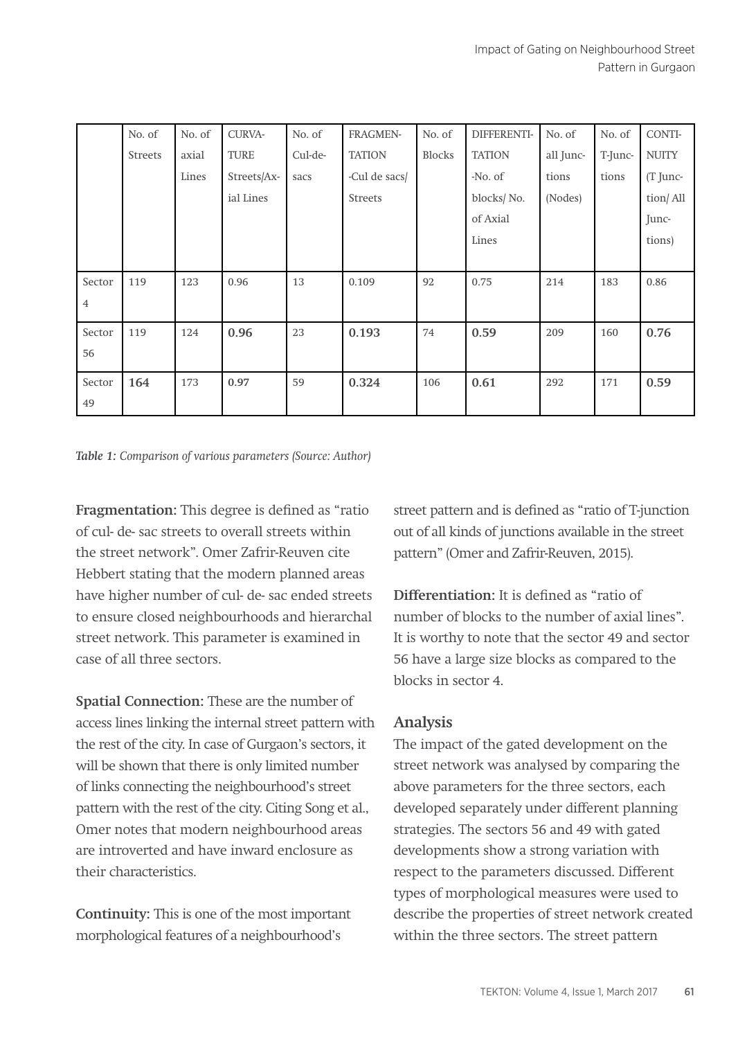| | No. of Streets | No. of axial Lines | CURVATURE Streets/Axial Lines | No. of Cul-de-sacs | FRAGMENTATION -Cul de sacs/ Streets | No. of Blocks | DIFFERENTIATION -No. of blocks/ No. of Axial Lines | No. of all Junctions (Nodes) | No. of T-Junctions | CONTINUITY (T Junction/ All Junctions) |
|---|---|---|---|---|---|---|---|---|---|---|
| Sector 4 | 119 | 123 | 0.96 | 13 | 0.109 | 92 | 0.75 | 214 | 183 | 0.86 |
| Sector 56 | 119 | 124 | **0.96** | 23 | **0.193** | 74 | **0.59** | 209 | 160 | **0.76** |
| Sector 49 | **164** | 173 | **0.97** | 59 | **0.324** | 106 | **0.61** | 292 | 171 | **0.59** |

*Table 1: Comparison of various parameters (Source: Author)*

**Fragmentation:** This degree is defined as "ratio of cul- de- sac streets to overall streets within the street network". Omer Zafrir-Reuven cite Hebbert stating that the modern planned areas have higher number of cul- de- sac ended streets to ensure closed neighbourhoods and hierarchal street network. This parameter is examined in case of all three sectors.

**Spatial Connection:** These are the number of access lines linking the internal street pattern with the rest of the city. In case of Gurgaon's sectors, it will be shown that there is only limited number of links connecting the neighbourhood's street pattern with the rest of the city. Citing Song et al., Omer notes that modern neighbourhood areas are introverted and have inward enclosure as their characteristics.

**Continuity:** This is one of the most important morphological features of a neighbourhood's street pattern and is defined as "ratio of T-junction out of all kinds of junctions available in the street pattern" (Omer and Zafrir-Reuven, 2015).

**Differentiation:** It is defined as "ratio of number of blocks to the number of axial lines". It is worthy to note that the sector 49 and sector 56 have a large size blocks as compared to the blocks in sector 4.

### Analysis

The impact of the gated development on the street network was analysed by comparing the above parameters for the three sectors, each developed separately under different planning strategies. The sectors 56 and 49 with gated developments show a strong variation with respect to the parameters discussed. Different types of morphological measures were used to describe the properties of street network created within the three sectors. The street pattern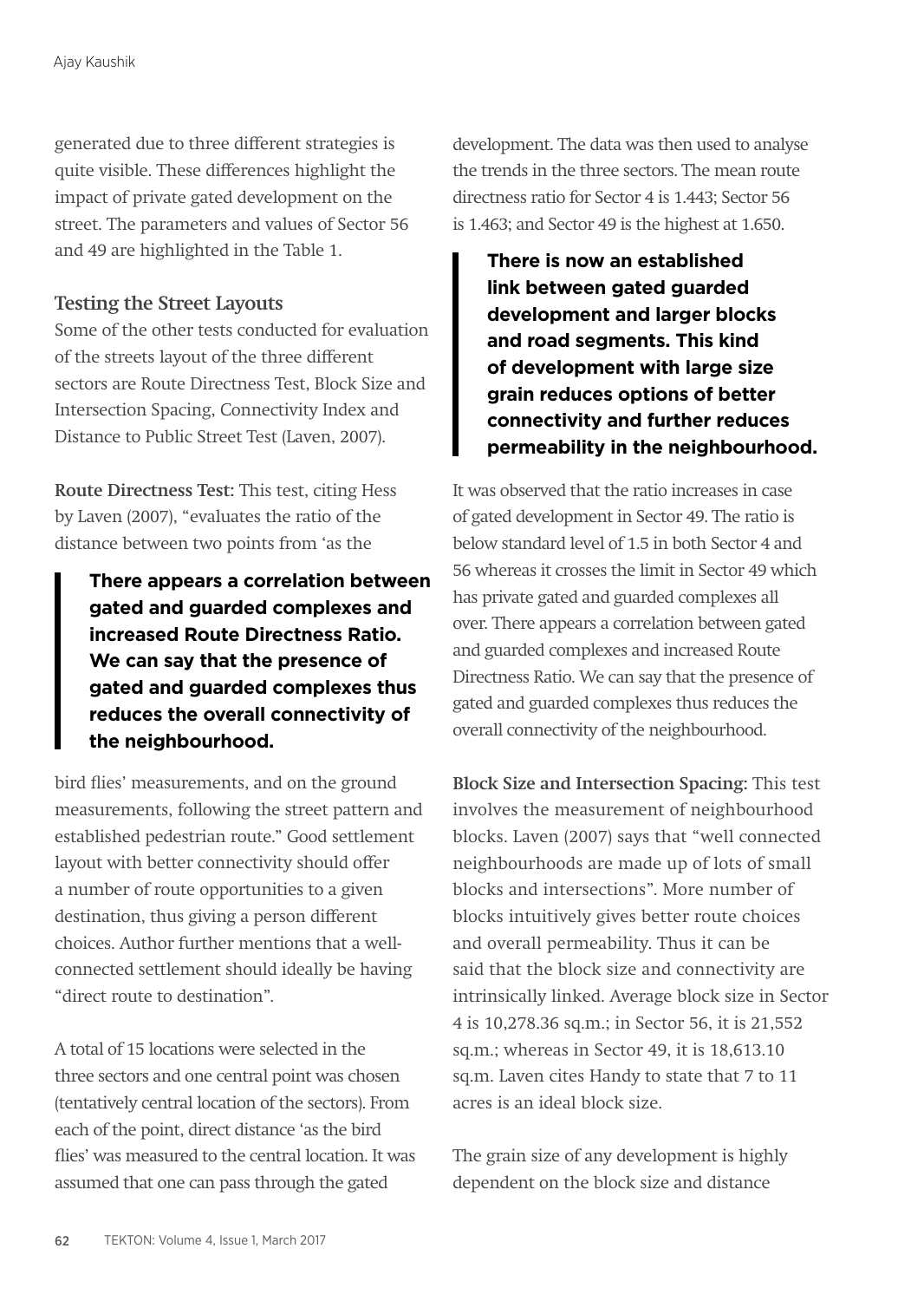generated due to three different strategies is quite visible. These differences highlight the impact of private gated development on the street. The parameters and values of Sector 56 and 49 are highlighted in the Table 1.

### Testing the Street Layouts

Some of the other tests conducted for evaluation of the streets layout of the three different sectors are Route Directness Test, Block Size and Intersection Spacing, Connectivity Index and Distance to Public Street Test (Laven, 2007).

**Route Directness Test:** This test, citing Hess by Laven (2007), "evaluates the ratio of the distance between two points from 'as the bird flies' measurements, and on the ground measurements, following the street pattern and established pedestrian route." Good settlement layout with better connectivity should offer a number of route opportunities to a given destination, thus giving a person different choices. Author further mentions that a well-connected settlement should ideally be having "direct route to destination".

> **There appears a correlation between gated and guarded complexes and increased Route Directness Ratio. We can say that the presence of gated and guarded complexes thus reduces the overall connectivity of the neighbourhood.**

A total of 15 locations were selected in the three sectors and one central point was chosen (tentatively central location of the sectors). From each of the point, direct distance 'as the bird flies' was measured to the central location. It was assumed that one can pass through the gated development. The data was then used to analyse the trends in the three sectors. The mean route directness ratio for Sector 4 is 1.443; Sector 56 is 1.463; and Sector 49 is the highest at 1.650.

> **There is now an established link between gated guarded development and larger blocks and road segments. This kind of development with large size grain reduces options of better connectivity and further reduces permeability in the neighbourhood.**

It was observed that the ratio increases in case of gated development in Sector 49. The ratio is below standard level of 1.5 in both Sector 4 and 56 whereas it crosses the limit in Sector 49 which has private gated and guarded complexes all over. There appears a correlation between gated and guarded complexes and increased Route Directness Ratio. We can say that the presence of gated and guarded complexes thus reduces the overall connectivity of the neighbourhood.

**Block Size and Intersection Spacing:** This test involves the measurement of neighbourhood blocks. Laven (2007) says that "well connected neighbourhoods are made up of lots of small blocks and intersections". More number of blocks intuitively gives better route choices and overall permeability. Thus it can be said that the block size and connectivity are intrinsically linked. Average block size in Sector 4 is 10,278.36 sq.m.; in Sector 56, it is 21,552 sq.m.; whereas in Sector 49, it is 18,613.10 sq.m. Laven cites Handy to state that 7 to 11 acres is an ideal block size.

The grain size of any development is highly dependent on the block size and distance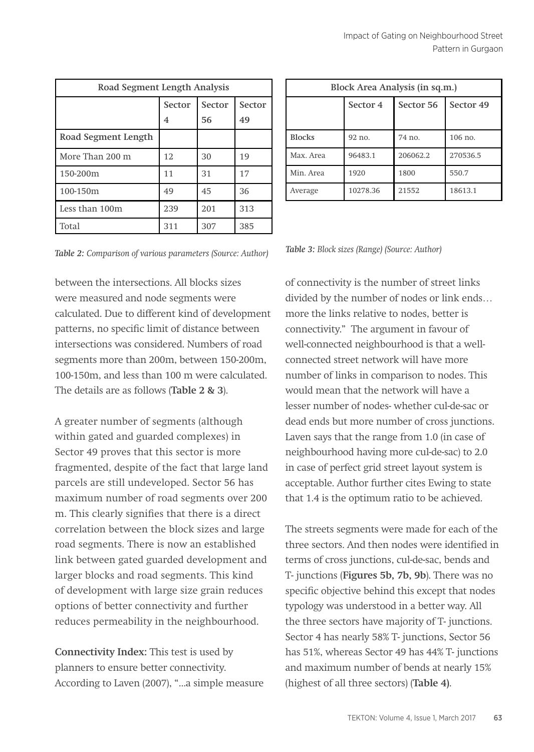| Road Segment Length Analysis | | | |
|---|---|---|---|
| | Sector 4 | Sector 56 | Sector 49 |
| Road Segment Length | | | |
| More Than 200 m | 12 | 30 | 19 |
| 150-200m | 11 | 31 | 17 |
| 100-150m | 49 | 45 | 36 |
| Less than 100m | 239 | 201 | 313 |
| Total | 311 | 307 | 385 |

*Table 2: Comparison of various parameters (Source: Author)*

| Block Area Analysis (in sq.m.) | | | |
|---|---|---|---|
| | Sector 4 | Sector 56 | Sector 49 |
| Blocks | 92 no. | 74 no. | 106 no. |
| Max. Area | 96483.1 | 206062.2 | 270536.5 |
| Min. Area | 1920 | 1800 | 550.7 |
| Average | 10278.36 | 21552 | 18613.1 |

*Table 3: Block sizes (Range) (Source: Author)*

between the intersections. All blocks sizes were measured and node segments were calculated. Due to different kind of development patterns, no specific limit of distance between intersections was considered. Numbers of road segments more than 200m, between 150-200m, 100-150m, and less than 100 m were calculated. The details are as follows (**Table 2 & 3**).

A greater number of segments (although within gated and guarded complexes) in Sector 49 proves that this sector is more fragmented, despite of the fact that large land parcels are still undeveloped. Sector 56 has maximum number of road segments over 200 m. This clearly signifies that there is a direct correlation between the block sizes and large road segments. There is now an established link between gated guarded development and larger blocks and road segments. This kind of development with large size grain reduces options of better connectivity and further reduces permeability in the neighbourhood.

**Connectivity Index:** This test is used by planners to ensure better connectivity. According to Laven (2007), "...a simple measure of connectivity is the number of street links divided by the number of nodes or link ends… more the links relative to nodes, better is connectivity." The argument in favour of well-connected neighbourhood is that a well-connected street network will have more number of links in comparison to nodes. This would mean that the network will have a lesser number of nodes- whether cul-de-sac or dead ends but more number of cross junctions. Laven says that the range from 1.0 (in case of neighbourhood having more cul-de-sac) to 2.0 in case of perfect grid street layout system is acceptable. Author further cites Ewing to state that 1.4 is the optimum ratio to be achieved.

The streets segments were made for each of the three sectors. And then nodes were identified in terms of cross junctions, cul-de-sac, bends and T- junctions (**Figures 5b, 7b, 9b**). There was no specific objective behind this except that nodes typology was understood in a better way. All the three sectors have majority of T- junctions. Sector 4 has nearly 58% T- junctions, Sector 56 has 51%, whereas Sector 49 has 44% T- junctions and maximum number of bends at nearly 15% (highest of all three sectors) (**Table 4**).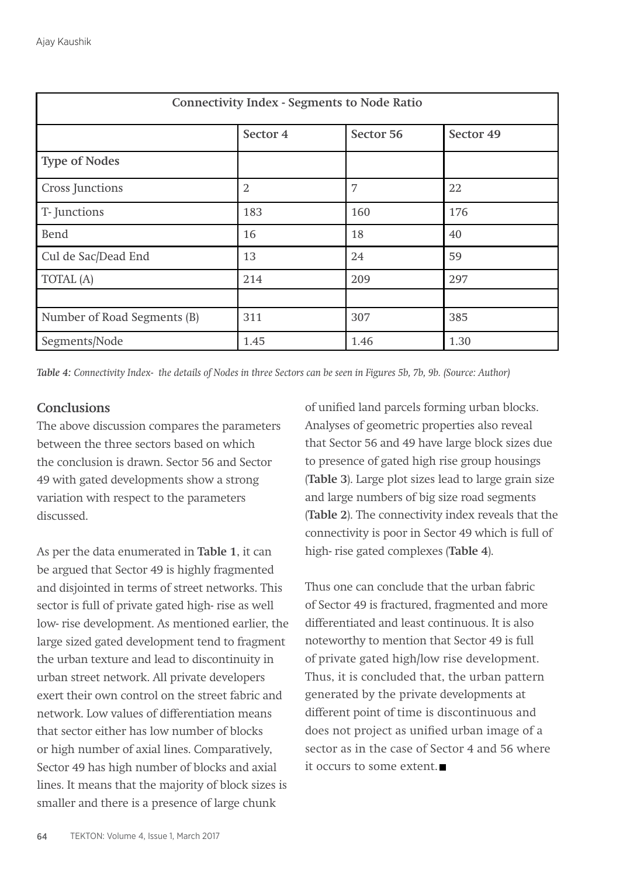| Connectivity Index - Segments to Node Ratio | | | |
|---|---|---|---|
| | Sector 4 | Sector 56 | Sector 49 |
| **Type of Nodes** | | | |
| Cross Junctions | 2 | 7 | 22 |
| T- Junctions | 183 | 160 | 176 |
| Bend | 16 | 18 | 40 |
| Cul de Sac/Dead End | 13 | 24 | 59 |
| TOTAL (A) | 214 | 209 | 297 |
| | | | |
| Number of Road Segments (B) | 311 | 307 | 385 |
| Segments/Node | 1.45 | 1.46 | 1.30 |

***Table 4:*** *Connectivity Index- the details of Nodes in three Sectors can be seen in Figures 5b, 7b, 9b. (Source: Author)*

## Conclusions

The above discussion compares the parameters between the three sectors based on which the conclusion is drawn. Sector 56 and Sector 49 with gated developments show a strong variation with respect to the parameters discussed.

As per the data enumerated in **Table 1**, it can be argued that Sector 49 is highly fragmented and disjointed in terms of street networks. This sector is full of private gated high- rise as well low- rise development. As mentioned earlier, the large sized gated development tend to fragment the urban texture and lead to discontinuity in urban street network. All private developers exert their own control on the street fabric and network. Low values of differentiation means that sector either has low number of blocks or high number of axial lines. Comparatively, Sector 49 has high number of blocks and axial lines. It means that the majority of block sizes is smaller and there is a presence of large chunk of unified land parcels forming urban blocks. Analyses of geometric properties also reveal that Sector 56 and 49 have large block sizes due to presence of gated high rise group housings (**Table 3**). Large plot sizes lead to large grain size and large numbers of big size road segments (**Table 2**). The connectivity index reveals that the connectivity is poor in Sector 49 which is full of high- rise gated complexes (**Table 4**).

Thus one can conclude that the urban fabric of Sector 49 is fractured, fragmented and more differentiated and least continuous. It is also noteworthy to mention that Sector 49 is full of private gated high/low rise development. Thus, it is concluded that, the urban pattern generated by the private developments at different point of time is discontinuous and does not project as unified urban image of a sector as in the case of Sector 4 and 56 where it occurs to some extent. ■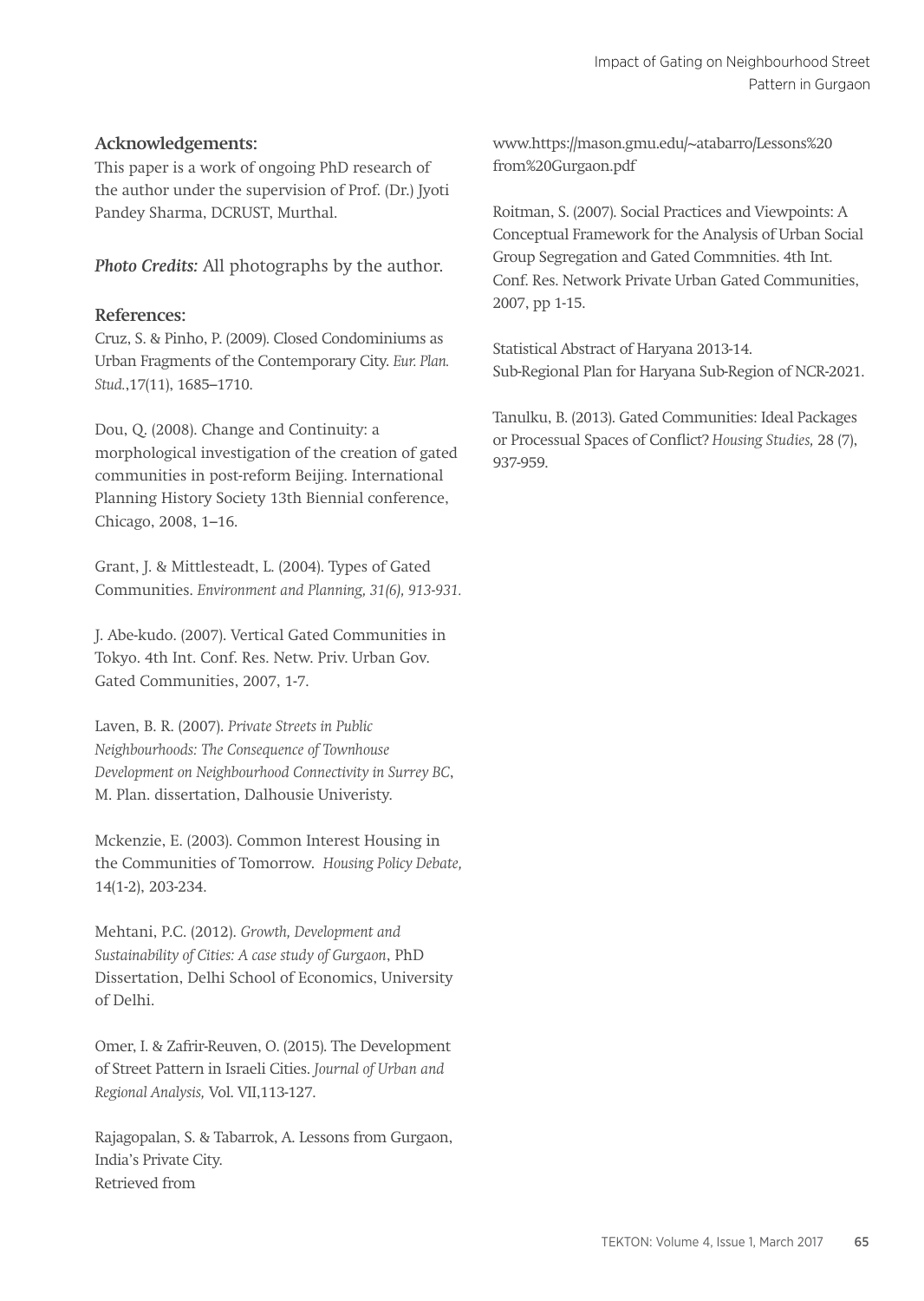## Acknowledgements:

This paper is a work of ongoing PhD research of the author under the supervision of Prof. (Dr.) Jyoti Pandey Sharma, DCRUST, Murthal.

***Photo Credits:*** All photographs by the author.

## References:

Cruz, S. & Pinho, P. (2009). Closed Condominiums as Urban Fragments of the Contemporary City. *Eur. Plan. Stud.*,17(11), 1685–1710.

Dou, Q. (2008). Change and Continuity: a morphological investigation of the creation of gated communities in post-reform Beijing. International Planning History Society 13th Biennial conference, Chicago, 2008, 1–16.

Grant, J. & Mittlesteadt, L. (2004). Types of Gated Communities. *Environment and Planning, 31(6), 913-931.*

J. Abe-kudo. (2007). Vertical Gated Communities in Tokyo. 4th Int. Conf. Res. Netw. Priv. Urban Gov. Gated Communities, 2007, 1-7.

Laven, B. R. (2007). *Private Streets in Public Neighbourhoods: The Consequence of Townhouse Development on Neighbourhood Connectivity in Surrey BC*, M. Plan. dissertation, Dalhousie Univeristy.

Mckenzie, E. (2003). Common Interest Housing in the Communities of Tomorrow. *Housing Policy Debate,* 14(1-2), 203-234.

Mehtani, P.C. (2012). *Growth, Development and Sustainability of Cities: A case study of Gurgaon*, PhD Dissertation, Delhi School of Economics, University of Delhi.

Omer, I. & Zafrir-Reuven, O. (2015). The Development of Street Pattern in Israeli Cities. *Journal of Urban and Regional Analysis,* Vol. VII,113-127.

Rajagopalan, S. & Tabarrok, A. Lessons from Gurgaon, India's Private City.
Retrieved from
www.https://mason.gmu.edu/~atabarro/Lessons%20from%20Gurgaon.pdf

Roitman, S. (2007). Social Practices and Viewpoints: A Conceptual Framework for the Analysis of Urban Social Group Segregation and Gated Commnities. 4th Int. Conf. Res. Network Private Urban Gated Communities, 2007, pp 1-15.

Statistical Abstract of Haryana 2013-14.
Sub-Regional Plan for Haryana Sub-Region of NCR-2021.

Tanulku, B. (2013). Gated Communities: Ideal Packages or Processual Spaces of Conflict? *Housing Studies,* 28 (7), 937-959.